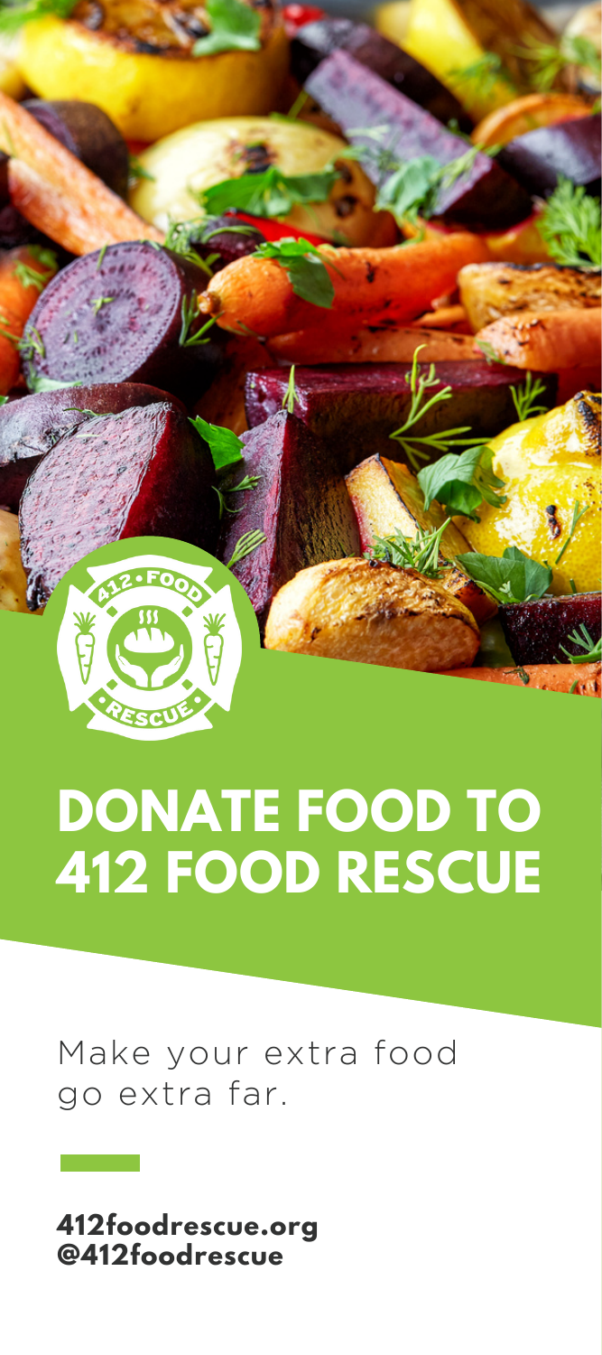# DONATE FOOD TO 412 FOOD RESCUE

Make your extra food go extra far.

**412foodrescue.org**
**@412foodrescue**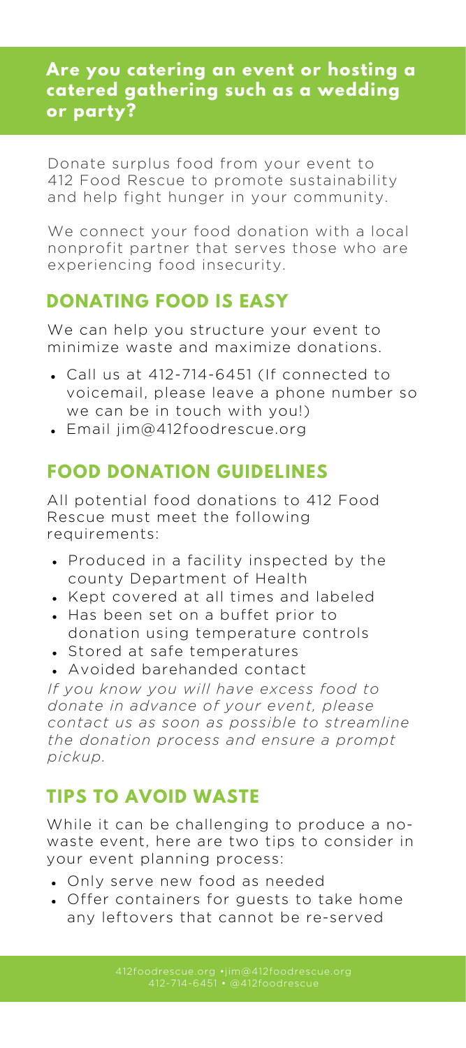**Are you catering an event or hosting a catered gathering such as a wedding or party?**

Donate surplus food from your event to 412 Food Rescue to promote sustainability and help fight hunger in your community.

We connect your food donation with a local nonprofit partner that serves those who are experiencing food insecurity.

## DONATING FOOD IS EASY

We can help you structure your event to minimize waste and maximize donations.

- Call us at 412-714-6451 (If connected to voicemail, please leave a phone number so we can be in touch with you!)
- Email jim@412foodrescue.org

## FOOD DONATION GUIDELINES

All potential food donations to 412 Food Rescue must meet the following requirements:

- Produced in a facility inspected by the county Department of Health
- Kept covered at all times and labeled
- Has been set on a buffet prior to donation using temperature controls
- Stored at safe temperatures
- Avoided barehanded contact

*If you know you will have excess food to donate in advance of your event, please contact us as soon as possible to streamline the donation process and ensure a prompt pickup.*

## TIPS TO AVOID WASTE

While it can be challenging to produce a no-waste event, here are two tips to consider in your event planning process:

- Only serve new food as needed
- Offer containers for guests to take home any leftovers that cannot be re-served

412foodrescue.org • jim@412foodrescue.org
412-714-6451 • @412foodrescue